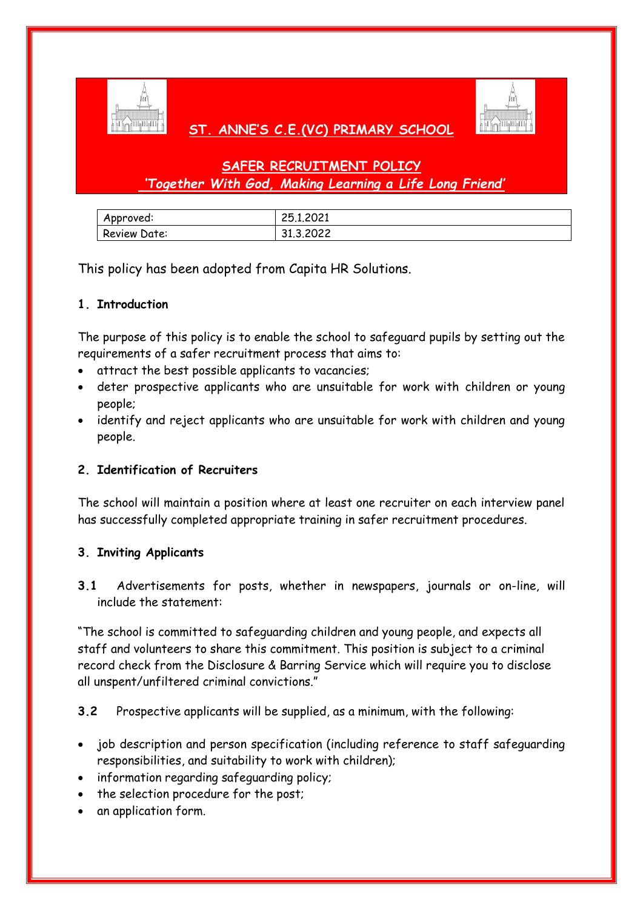# ST. ANNE'S C.E.(VC) PRIMARY SCHOOL

## SAFER RECRUITMENT POLICY

***'Together With God, Making Learning a Life Long Friend'***

| Approved: | 25.1.2021 |
| --- | --- |
| Review Date: | 31.3.2022 |

This policy has been adopted from Capita HR Solutions.

### 1. Introduction

The purpose of this policy is to enable the school to safeguard pupils by setting out the requirements of a safer recruitment process that aims to:

- attract the best possible applicants to vacancies;
- deter prospective applicants who are unsuitable for work with children or young people;
- identify and reject applicants who are unsuitable for work with children and young people.

### 2. Identification of Recruiters

The school will maintain a position where at least one recruiter on each interview panel has successfully completed appropriate training in safer recruitment procedures.

### 3. Inviting Applicants

**3.1** Advertisements for posts, whether in newspapers, journals or on-line, will include the statement:

"The school is committed to safeguarding children and young people, and expects all staff and volunteers to share this commitment. This position is subject to a criminal record check from the Disclosure & Barring Service which will require you to disclose all unspent/unfiltered criminal convictions."

**3.2** Prospective applicants will be supplied, as a minimum, with the following:

- job description and person specification (including reference to staff safeguarding responsibilities, and suitability to work with children);
- information regarding safeguarding policy;
- the selection procedure for the post;
- an application form.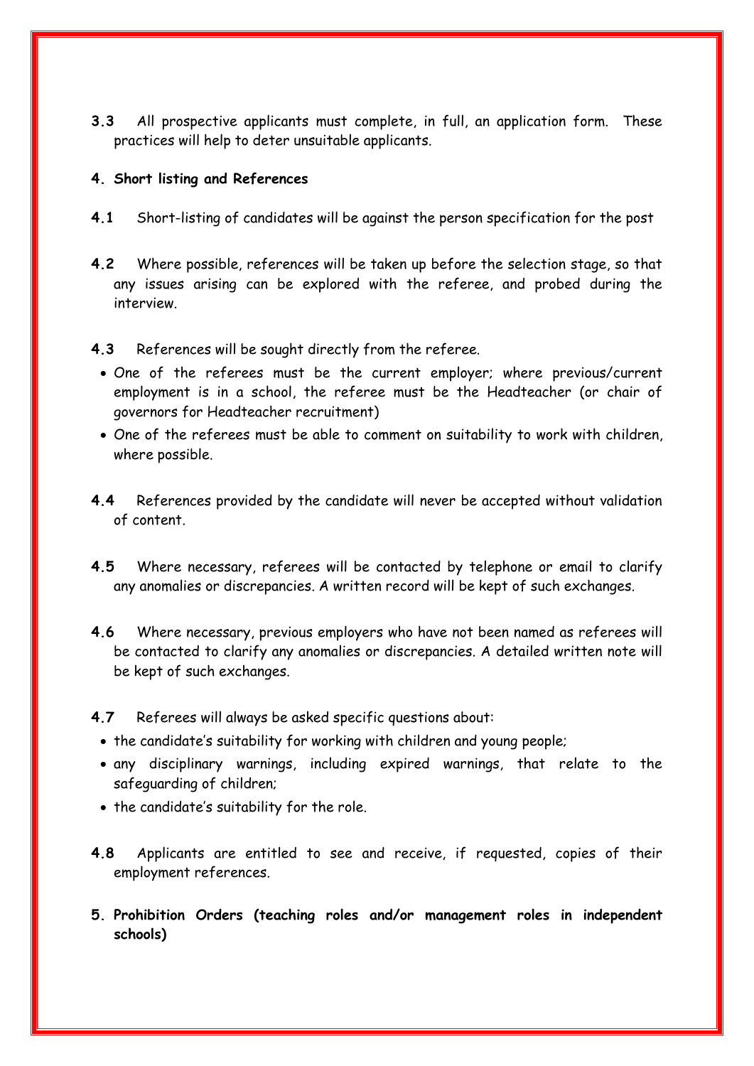**3.3** All prospective applicants must complete, in full, an application form. These practices will help to deter unsuitable applicants.

## 4. Short listing and References

**4.1** Short-listing of candidates will be against the person specification for the post

**4.2** Where possible, references will be taken up before the selection stage, so that any issues arising can be explored with the referee, and probed during the interview.

**4.3** References will be sought directly from the referee.

- One of the referees must be the current employer; where previous/current employment is in a school, the referee must be the Headteacher (or chair of governors for Headteacher recruitment)
- One of the referees must be able to comment on suitability to work with children, where possible.

**4.4** References provided by the candidate will never be accepted without validation of content.

**4.5** Where necessary, referees will be contacted by telephone or email to clarify any anomalies or discrepancies. A written record will be kept of such exchanges.

**4.6** Where necessary, previous employers who have not been named as referees will be contacted to clarify any anomalies or discrepancies. A detailed written note will be kept of such exchanges.

**4.7** Referees will always be asked specific questions about:

- the candidate's suitability for working with children and young people;
- any disciplinary warnings, including expired warnings, that relate to the safeguarding of children;
- the candidate's suitability for the role.

**4.8** Applicants are entitled to see and receive, if requested, copies of their employment references.

## 5. Prohibition Orders (teaching roles and/or management roles in independent schools)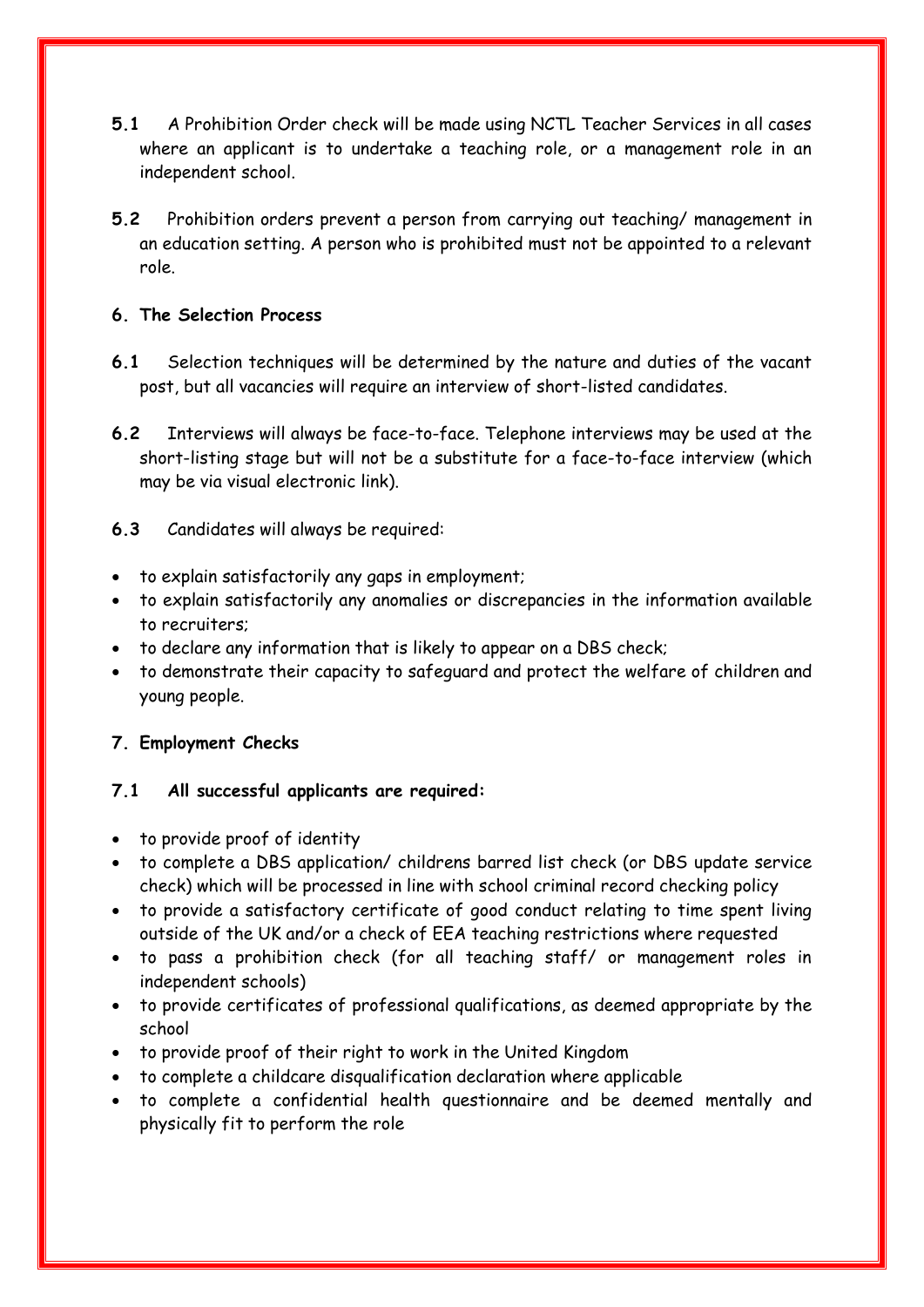**5.1** A Prohibition Order check will be made using NCTL Teacher Services in all cases where an applicant is to undertake a teaching role, or a management role in an independent school.

**5.2** Prohibition orders prevent a person from carrying out teaching/ management in an education setting. A person who is prohibited must not be appointed to a relevant role.

## 6. The Selection Process

**6.1** Selection techniques will be determined by the nature and duties of the vacant post, but all vacancies will require an interview of short-listed candidates.

**6.2** Interviews will always be face-to-face. Telephone interviews may be used at the short-listing stage but will not be a substitute for a face-to-face interview (which may be via visual electronic link).

**6.3** Candidates will always be required:

- to explain satisfactorily any gaps in employment;
- to explain satisfactorily any anomalies or discrepancies in the information available to recruiters;
- to declare any information that is likely to appear on a DBS check;
- to demonstrate their capacity to safeguard and protect the welfare of children and young people.

## 7. Employment Checks

### 7.1 All successful applicants are required:

- to provide proof of identity
- to complete a DBS application/ childrens barred list check (or DBS update service check) which will be processed in line with school criminal record checking policy
- to provide a satisfactory certificate of good conduct relating to time spent living outside of the UK and/or a check of EEA teaching restrictions where requested
- to pass a prohibition check (for all teaching staff/ or management roles in independent schools)
- to provide certificates of professional qualifications, as deemed appropriate by the school
- to provide proof of their right to work in the United Kingdom
- to complete a childcare disqualification declaration where applicable
- to complete a confidential health questionnaire and be deemed mentally and physically fit to perform the role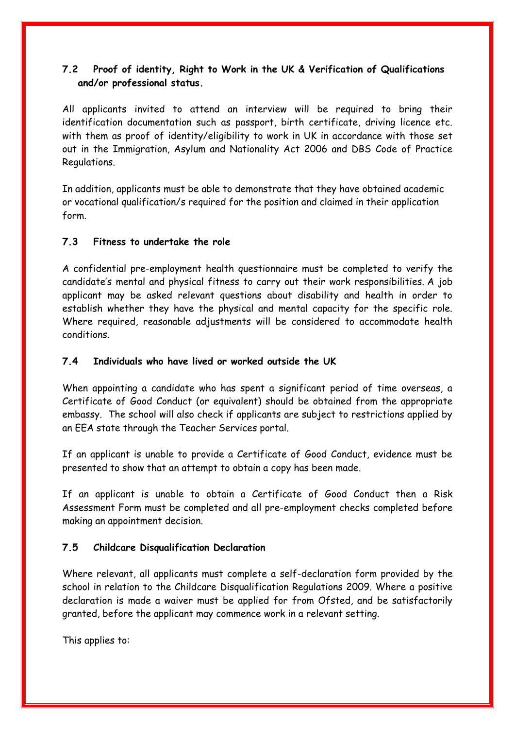### 7.2 Proof of identity, Right to Work in the UK & Verification of Qualifications and/or professional status.

All applicants invited to attend an interview will be required to bring their identification documentation such as passport, birth certificate, driving licence etc. with them as proof of identity/eligibility to work in UK in accordance with those set out in the Immigration, Asylum and Nationality Act 2006 and DBS Code of Practice Regulations.

In addition, applicants must be able to demonstrate that they have obtained academic or vocational qualification/s required for the position and claimed in their application form.

### 7.3 Fitness to undertake the role

A confidential pre-employment health questionnaire must be completed to verify the candidate's mental and physical fitness to carry out their work responsibilities. A job applicant may be asked relevant questions about disability and health in order to establish whether they have the physical and mental capacity for the specific role. Where required, reasonable adjustments will be considered to accommodate health conditions.

### 7.4 Individuals who have lived or worked outside the UK

When appointing a candidate who has spent a significant period of time overseas, a Certificate of Good Conduct (or equivalent) should be obtained from the appropriate embassy. The school will also check if applicants are subject to restrictions applied by an EEA state through the Teacher Services portal.

If an applicant is unable to provide a Certificate of Good Conduct, evidence must be presented to show that an attempt to obtain a copy has been made.

If an applicant is unable to obtain a Certificate of Good Conduct then a Risk Assessment Form must be completed and all pre-employment checks completed before making an appointment decision.

### 7.5 Childcare Disqualification Declaration

Where relevant, all applicants must complete a self-declaration form provided by the school in relation to the Childcare Disqualification Regulations 2009. Where a positive declaration is made a waiver must be applied for from Ofsted, and be satisfactorily granted, before the applicant may commence work in a relevant setting.

This applies to: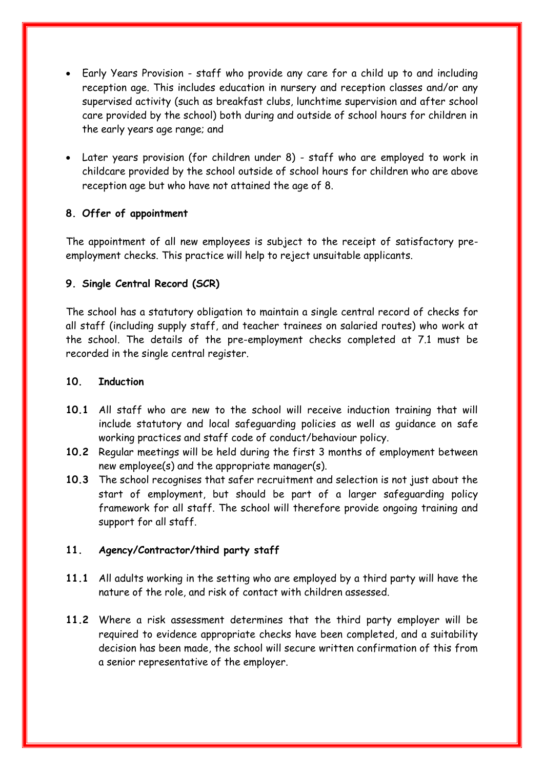- Early Years Provision - staff who provide any care for a child up to and including reception age. This includes education in nursery and reception classes and/or any supervised activity (such as breakfast clubs, lunchtime supervision and after school care provided by the school) both during and outside of school hours for children in the early years age range; and

- Later years provision (for children under 8) - staff who are employed to work in childcare provided by the school outside of school hours for children who are above reception age but who have not attained the age of 8.

**8. Offer of appointment**

The appointment of all new employees is subject to the receipt of satisfactory pre-employment checks. This practice will help to reject unsuitable applicants.

**9. Single Central Record (SCR)**

The school has a statutory obligation to maintain a single central record of checks for all staff (including supply staff, and teacher trainees on salaried routes) who work at the school. The details of the pre-employment checks completed at 7.1 must be recorded in the single central register.

**10. Induction**

**10.1** All staff who are new to the school will receive induction training that will include statutory and local safeguarding policies as well as guidance on safe working practices and staff code of conduct/behaviour policy.

**10.2** Regular meetings will be held during the first 3 months of employment between new employee(s) and the appropriate manager(s).

**10.3** The school recognises that safer recruitment and selection is not just about the start of employment, but should be part of a larger safeguarding policy framework for all staff. The school will therefore provide ongoing training and support for all staff.

**11. Agency/Contractor/third party staff**

**11.1** All adults working in the setting who are employed by a third party will have the nature of the role, and risk of contact with children assessed.

**11.2** Where a risk assessment determines that the third party employer will be required to evidence appropriate checks have been completed, and a suitability decision has been made, the school will secure written confirmation of this from a senior representative of the employer.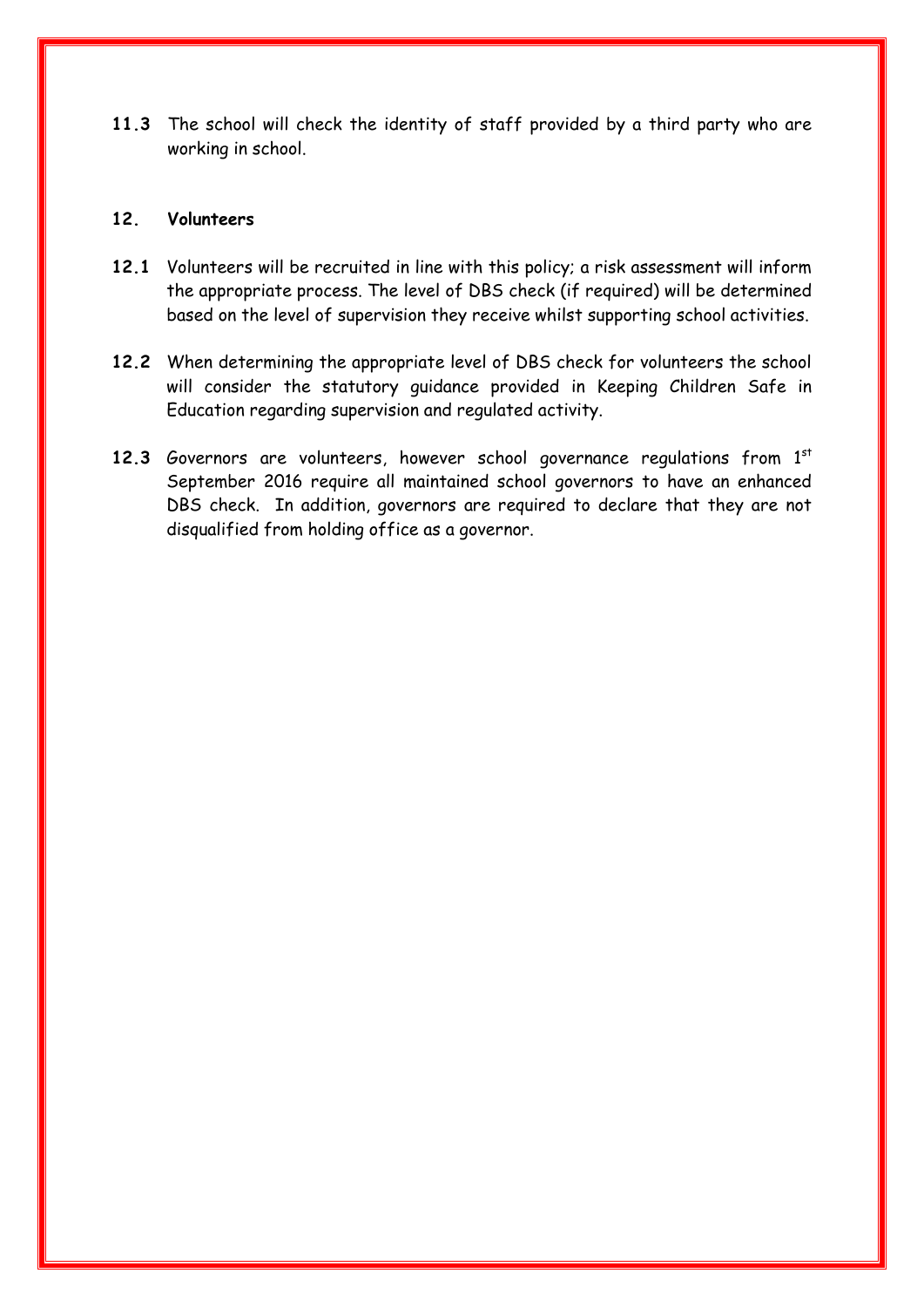**11.3** The school will check the identity of staff provided by a third party who are working in school.

## 12. Volunteers

**12.1** Volunteers will be recruited in line with this policy; a risk assessment will inform the appropriate process. The level of DBS check (if required) will be determined based on the level of supervision they receive whilst supporting school activities.

**12.2** When determining the appropriate level of DBS check for volunteers the school will consider the statutory guidance provided in Keeping Children Safe in Education regarding supervision and regulated activity.

**12.3** Governors are volunteers, however school governance regulations from 1st September 2016 require all maintained school governors to have an enhanced DBS check. In addition, governors are required to declare that they are not disqualified from holding office as a governor.